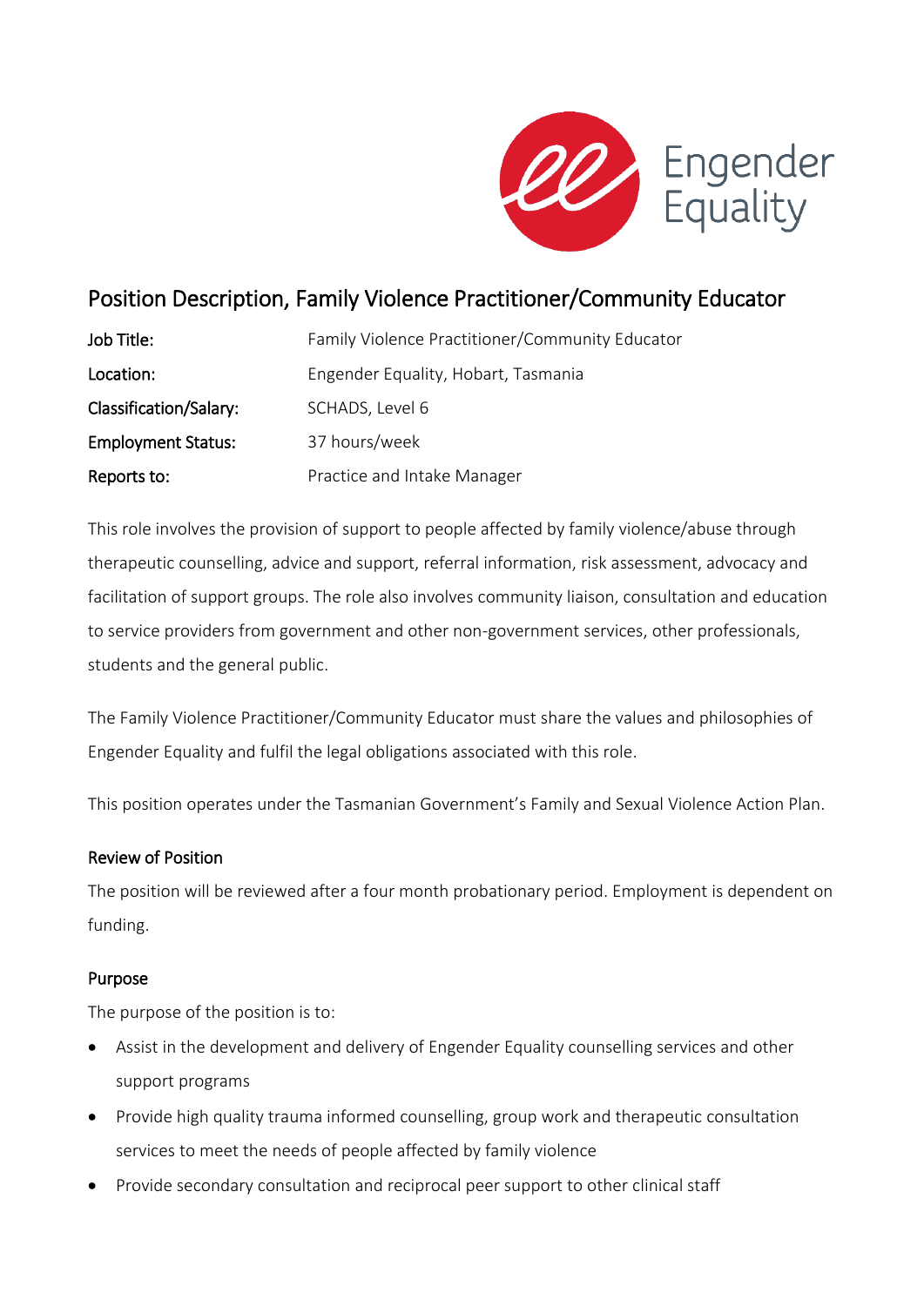Engender Equality

# Position Description, Family Violence Practitioner/Community Educator

| | |
|---|---|
| **Job Title:** | Family Violence Practitioner/Community Educator |
| **Location:** | Engender Equality, Hobart, Tasmania |
| **Classification/Salary:** | SCHADS, Level 6 |
| **Employment Status:** | 37 hours/week |
| **Reports to:** | Practice and Intake Manager |

This role involves the provision of support to people affected by family violence/abuse through therapeutic counselling, advice and support, referral information, risk assessment, advocacy and facilitation of support groups. The role also involves community liaison, consultation and education to service providers from government and other non-government services, other professionals, students and the general public.

The Family Violence Practitioner/Community Educator must share the values and philosophies of Engender Equality and fulfil the legal obligations associated with this role.

This position operates under the Tasmanian Government's Family and Sexual Violence Action Plan.

## Review of Position

The position will be reviewed after a four month probationary period. Employment is dependent on funding.

## Purpose

The purpose of the position is to:

- Assist in the development and delivery of Engender Equality counselling services and other support programs
- Provide high quality trauma informed counselling, group work and therapeutic consultation services to meet the needs of people affected by family violence
- Provide secondary consultation and reciprocal peer support to other clinical staff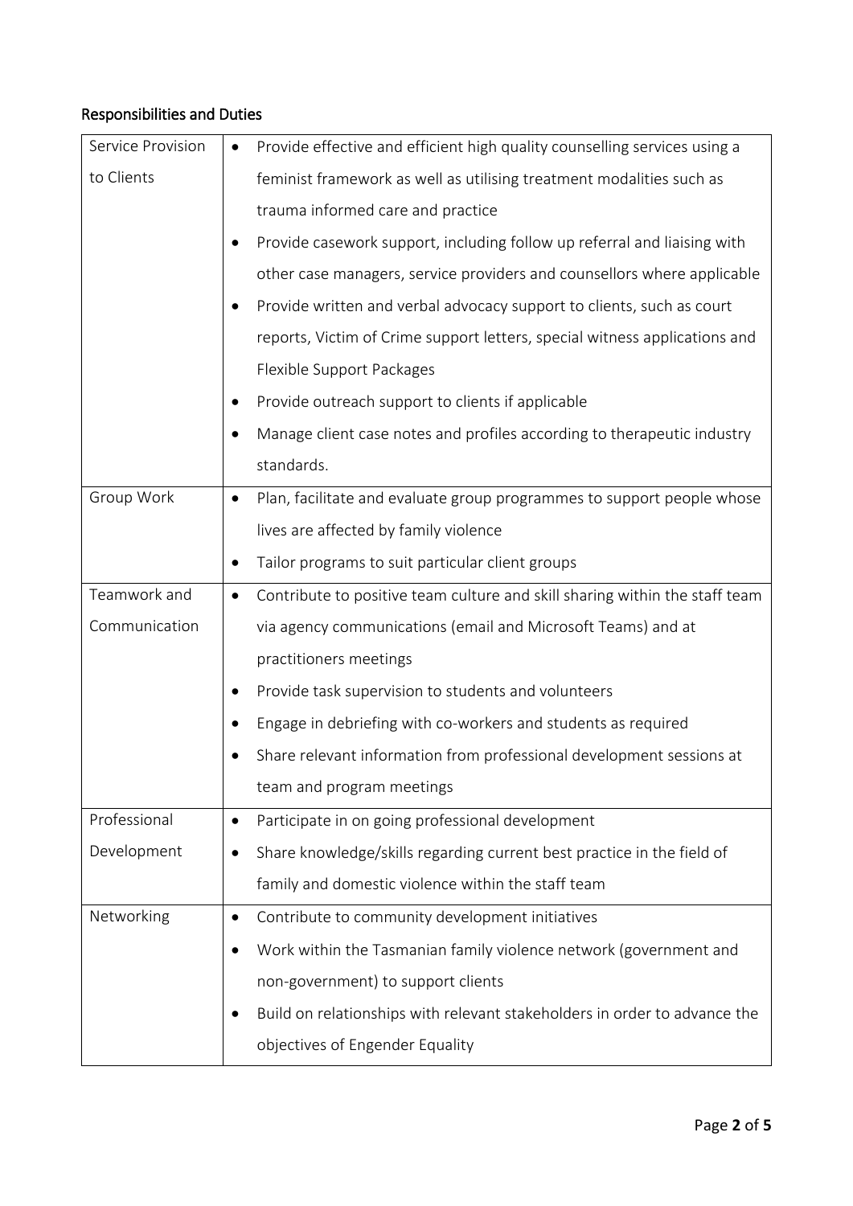## Responsibilities and Duties

| | |
|---|---|
| Service Provision to Clients | • Provide effective and efficient high quality counselling services using a feminist framework as well as utilising treatment modalities such as trauma informed care and practice<br>• Provide casework support, including follow up referral and liaising with other case managers, service providers and counsellors where applicable<br>• Provide written and verbal advocacy support to clients, such as court reports, Victim of Crime support letters, special witness applications and Flexible Support Packages<br>• Provide outreach support to clients if applicable<br>• Manage client case notes and profiles according to therapeutic industry standards. |
| Group Work | • Plan, facilitate and evaluate group programmes to support people whose lives are affected by family violence<br>• Tailor programs to suit particular client groups |
| Teamwork and Communication | • Contribute to positive team culture and skill sharing within the staff team via agency communications (email and Microsoft Teams) and at practitioners meetings<br>• Provide task supervision to students and volunteers<br>• Engage in debriefing with co-workers and students as required<br>• Share relevant information from professional development sessions at team and program meetings |
| Professional Development | • Participate in on going professional development<br>• Share knowledge/skills regarding current best practice in the field of family and domestic violence within the staff team |
| Networking | • Contribute to community development initiatives<br>• Work within the Tasmanian family violence network (government and non-government) to support clients<br>• Build on relationships with relevant stakeholders in order to advance the objectives of Engender Equality |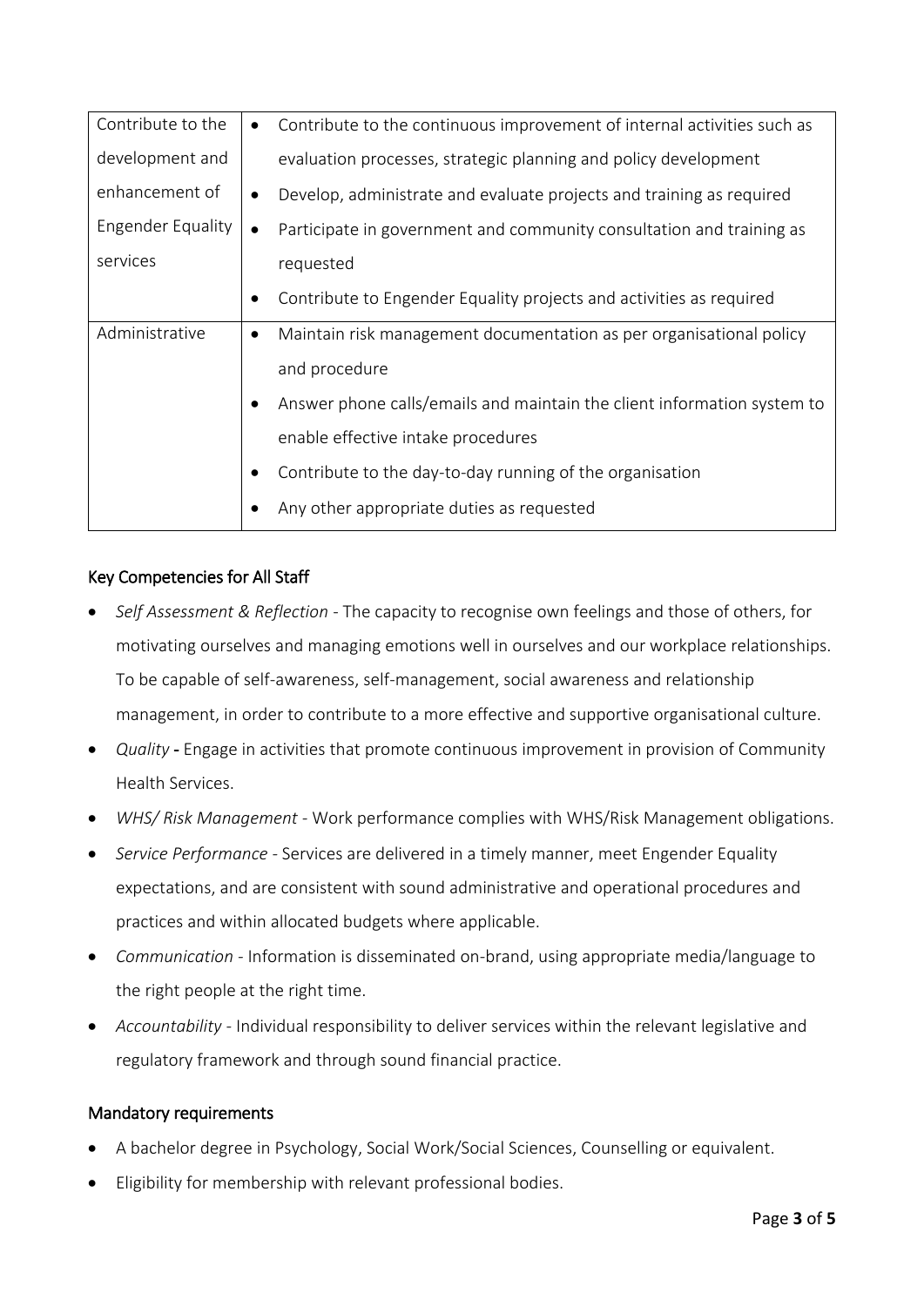| Contribute to the development and enhancement of Engender Equality services | • Contribute to the continuous improvement of internal activities such as evaluation processes, strategic planning and policy development<br>• Develop, administrate and evaluate projects and training as required<br>• Participate in government and community consultation and training as requested<br>• Contribute to Engender Equality projects and activities as required |
|---|---|
| Administrative | • Maintain risk management documentation as per organisational policy and procedure<br>• Answer phone calls/emails and maintain the client information system to enable effective intake procedures<br>• Contribute to the day-to-day running of the organisation<br>• Any other appropriate duties as requested |

## Key Competencies for All Staff

- *Self Assessment & Reflection* - The capacity to recognise own feelings and those of others, for motivating ourselves and managing emotions well in ourselves and our workplace relationships. To be capable of self-awareness, self-management, social awareness and relationship management, in order to contribute to a more effective and supportive organisational culture.
- *Quality* **-** Engage in activities that promote continuous improvement in provision of Community Health Services.
- *WHS/ Risk Management* - Work performance complies with WHS/Risk Management obligations.
- *Service Performance* - Services are delivered in a timely manner, meet Engender Equality expectations, and are consistent with sound administrative and operational procedures and practices and within allocated budgets where applicable.
- *Communication* - Information is disseminated on-brand, using appropriate media/language to the right people at the right time.
- *Accountability* - Individual responsibility to deliver services within the relevant legislative and regulatory framework and through sound financial practice.

## Mandatory requirements

- A bachelor degree in Psychology, Social Work/Social Sciences, Counselling or equivalent.
- Eligibility for membership with relevant professional bodies.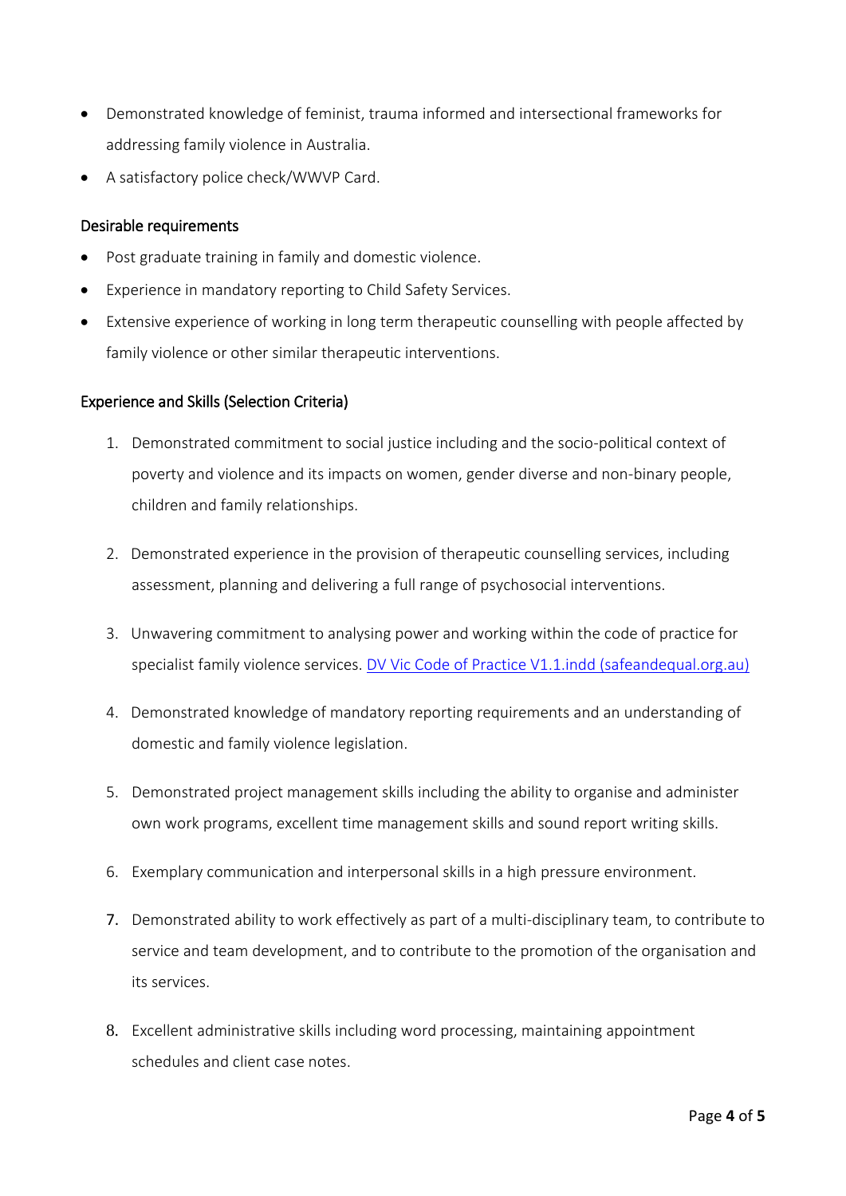- Demonstrated knowledge of feminist, trauma informed and intersectional frameworks for addressing family violence in Australia.
- A satisfactory police check/WWVP Card.

### Desirable requirements

- Post graduate training in family and domestic violence.
- Experience in mandatory reporting to Child Safety Services.
- Extensive experience of working in long term therapeutic counselling with people affected by family violence or other similar therapeutic interventions.

### Experience and Skills (Selection Criteria)

1. Demonstrated commitment to social justice including and the socio-political context of poverty and violence and its impacts on women, gender diverse and non-binary people, children and family relationships.
2. Demonstrated experience in the provision of therapeutic counselling services, including assessment, planning and delivering a full range of psychosocial interventions.
3. Unwavering commitment to analysing power and working within the code of practice for specialist family violence services. [DV Vic Code of Practice V1.1.indd (safeandequal.org.au)](safeandequal.org.au)
4. Demonstrated knowledge of mandatory reporting requirements and an understanding of domestic and family violence legislation.
5. Demonstrated project management skills including the ability to organise and administer own work programs, excellent time management skills and sound report writing skills.
6. Exemplary communication and interpersonal skills in a high pressure environment.
7. Demonstrated ability to work effectively as part of a multi-disciplinary team, to contribute to service and team development, and to contribute to the promotion of the organisation and its services.
8. Excellent administrative skills including word processing, maintaining appointment schedules and client case notes.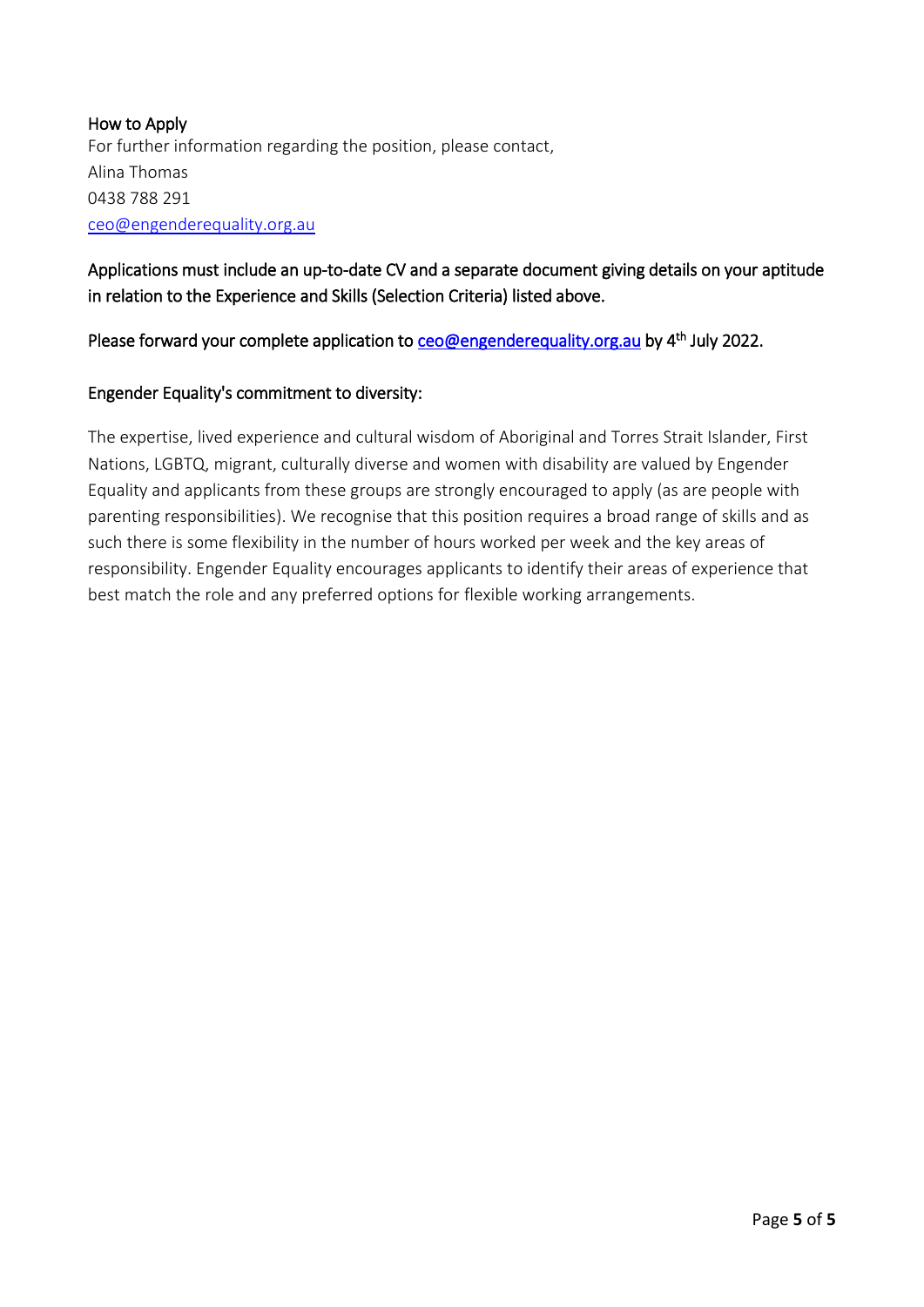## How to Apply

For further information regarding the position, please contact,
Alina Thomas
0438 788 291
ceo@engenderequality.org.au

Applications must include an up-to-date CV and a separate document giving details on your aptitude in relation to the Experience and Skills (Selection Criteria) listed above.

Please forward your complete application to ceo@engenderequality.org.au by 4th July 2022.

## Engender Equality's commitment to diversity:

The expertise, lived experience and cultural wisdom of Aboriginal and Torres Strait Islander, First Nations, LGBTQ, migrant, culturally diverse and women with disability are valued by Engender Equality and applicants from these groups are strongly encouraged to apply (as are people with parenting responsibilities). We recognise that this position requires a broad range of skills and as such there is some flexibility in the number of hours worked per week and the key areas of responsibility. Engender Equality encourages applicants to identify their areas of experience that best match the role and any preferred options for flexible working arrangements.